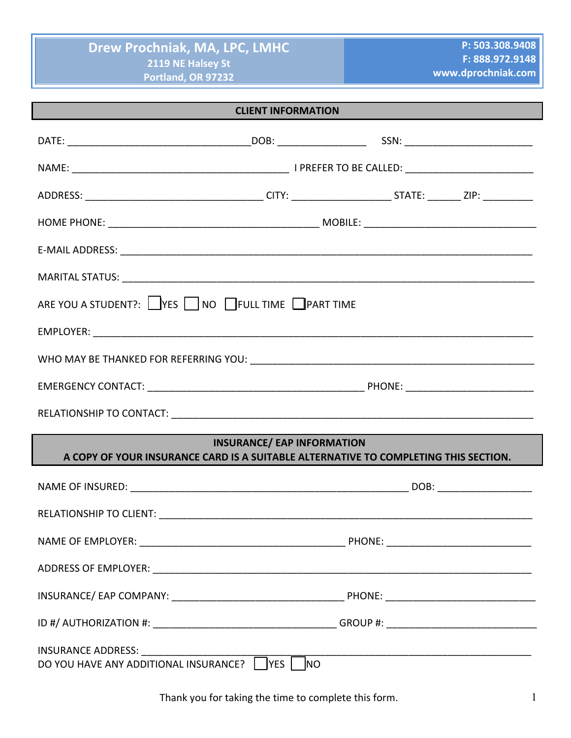**Drew Prochniak, MA, LPC, LMHC**
2119 NE Halsey St
Portland, OR 97232

**P: 503.308.9408**
**F: 888.972.9148**
**www.dprochniak.com**

## CLIENT INFORMATION

DATE: ______________________________ DOB: ______________ SSN: ____________________

NAME: ____________________________________ I PREFER TO BE CALLED: ____________________

ADDRESS: ______________________________ CITY: ________________ STATE: _____ ZIP: ________

HOME PHONE: ___________________________________ MOBILE: ___________________________

E-MAIL ADDRESS: ______________________________________________________________________

MARITAL STATUS: ______________________________________________________________________

ARE YOU A STUDENT?: ☐ YES ☐ NO ☐ FULL TIME ☐ PART TIME

EMPLOYER: ___________________________________________________________________________

WHO MAY BE THANKED FOR REFERRING YOU: ______________________________________________

EMERGENCY CONTACT: ____________________________________ PHONE: ____________________

RELATIONSHIP TO CONTACT: ______________________________________________________________

## INSURANCE/ EAP INFORMATION
**A COPY OF YOUR INSURANCE CARD IS A SUITABLE ALTERNATIVE TO COMPLETING THIS SECTION.**

NAME OF INSURED: ___________________________________________ DOB: ________________

RELATIONSHIP TO CLIENT: ________________________________________________________________

NAME OF EMPLOYER: _________________________________ PHONE: _______________________

ADDRESS OF EMPLOYER: _________________________________________________________________

INSURANCE/ EAP COMPANY: ____________________________ PHONE: _______________________

ID #/ AUTHORIZATION #: ______________________________ GROUP #: _______________________

INSURANCE ADDRESS: ___________________________________________________________________
DO YOU HAVE ANY ADDITIONAL INSURANCE? ☐ YES ☐ NO

Thank you for taking the time to complete this form.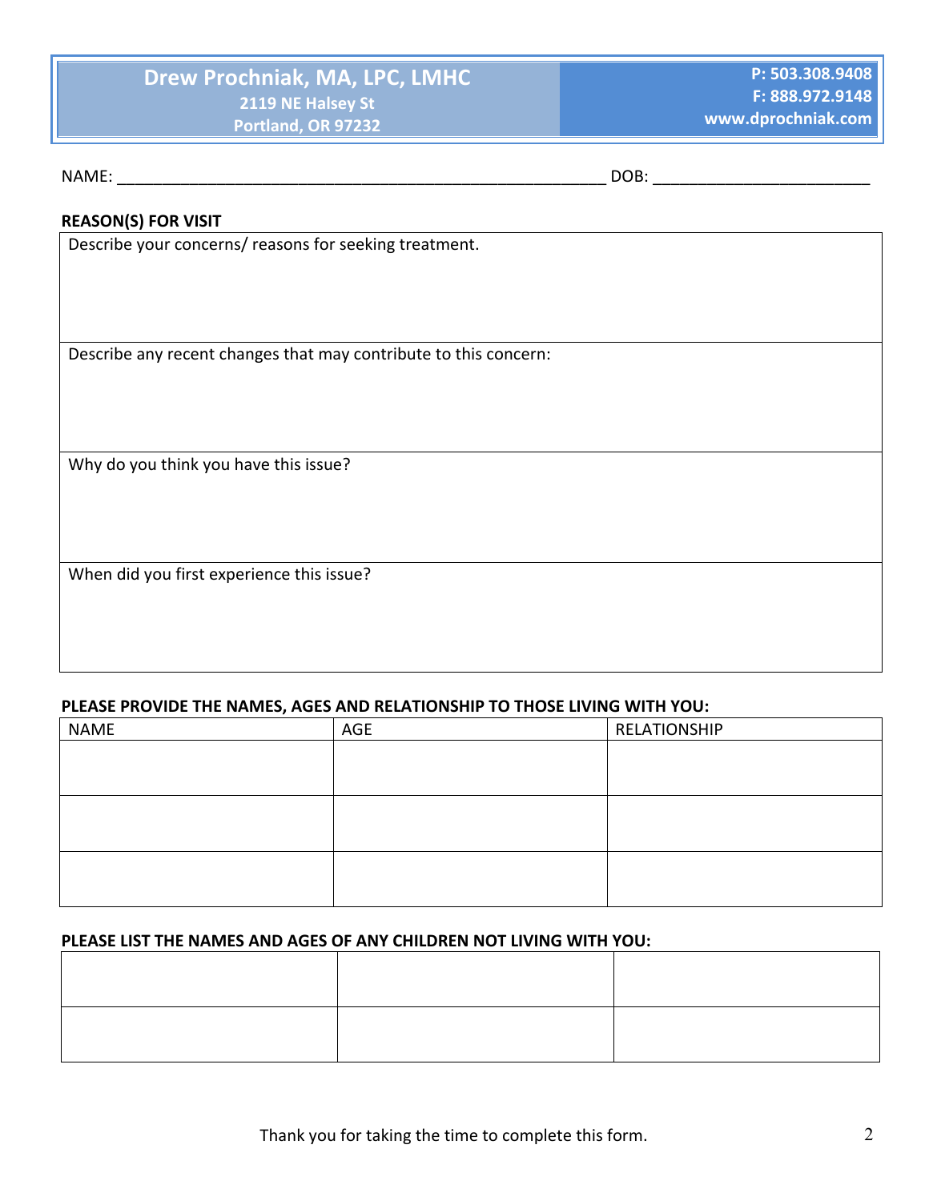**Drew Prochniak, MA, LPC, LMHC**
2119 NE Halsey St
Portland, OR 97232

P: 503.308.9408
F: 888.972.9148
www.dprochniak.com

NAME: ________________________________________________________ DOB: ________________________

**REASON(S) FOR VISIT**

| Describe your concerns/ reasons for seeking treatment. |
|---|
| Describe any recent changes that may contribute to this concern: |
| Why do you think you have this issue? |
| When did you first experience this issue? |

**PLEASE PROVIDE THE NAMES, AGES AND RELATIONSHIP TO THOSE LIVING WITH YOU:**

| NAME | AGE | RELATIONSHIP |
|---|---|---|
| | | |
| | | |
| | | |

**PLEASE LIST THE NAMES AND AGES OF ANY CHILDREN NOT LIVING WITH YOU:**

| | | |
|---|---|---|
| | | |
| | | |

Thank you for taking the time to complete this form.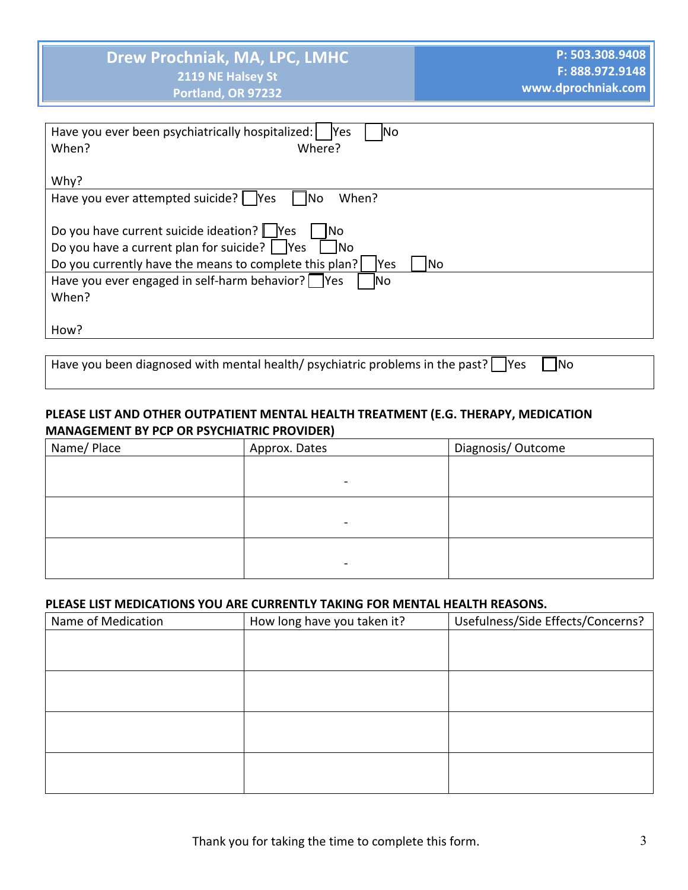**Drew Prochniak, MA, LPC, LMHC**
**2119 NE Halsey St**
**Portland, OR 97232**

**P: 503.308.9408**
**F: 888.972.9148**
**www.dprochniak.com**

Have you ever been psychiatrically hospitalized: ☐ Yes ☐ No
When? Where?

Why?

Have you ever attempted suicide? ☐ Yes ☐ No When?

Do you have current suicide ideation? ☐ Yes ☐ No
Do you have a current plan for suicide? ☐ Yes ☐ No
Do you currently have the means to complete this plan? ☐ Yes ☐ No

Have you ever engaged in self-harm behavior? ☐ Yes ☐ No
When?

How?

Have you been diagnosed with mental health/ psychiatric problems in the past? ☐ Yes ☐ No

**PLEASE LIST AND OTHER OUTPATIENT MENTAL HEALTH TREATMENT (E.G. THERAPY, MEDICATION MANAGEMENT BY PCP OR PSYCHIATRIC PROVIDER)**

| Name/ Place | Approx. Dates | Diagnosis/ Outcome |
|---|---|---|
| | - | |
| | - | |
| | - | |

**PLEASE LIST MEDICATIONS YOU ARE CURRENTLY TAKING FOR MENTAL HEALTH REASONS.**

| Name of Medication | How long have you taken it? | Usefulness/Side Effects/Concerns? |
|---|---|---|
| | | |
| | | |
| | | |
| | | |

Thank you for taking the time to complete this form.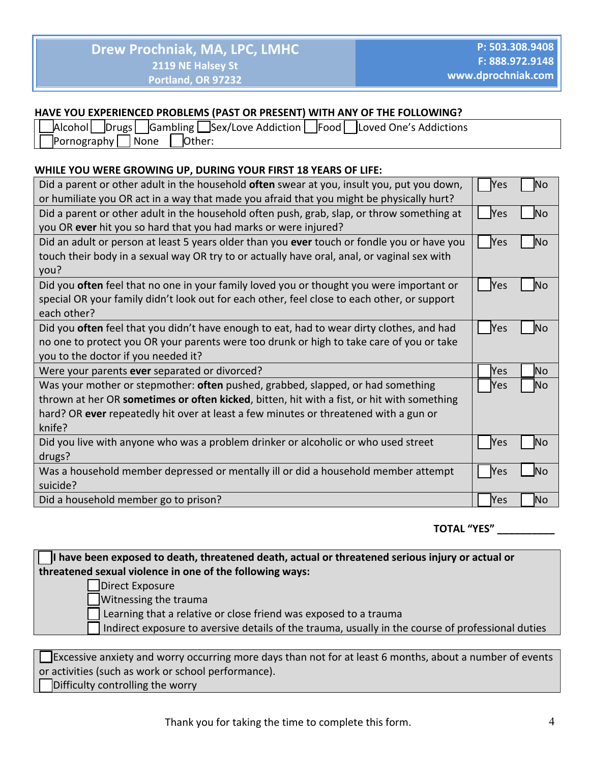**Drew Prochniak, MA, LPC, LMHC**
2119 NE Halsey St
Portland, OR 97232

P: 503.308.9408
F: 888.972.9148
www.dprochniak.com

**HAVE YOU EXPERIENCED PROBLEMS (PAST OR PRESENT) WITH ANY OF THE FOLLOWING?**

☐ Alcohol ☐ Drugs ☐ Gambling ☐ Sex/Love Addiction ☐ Food ☐ Loved One's Addictions
☐ Pornography ☐ None ☐ Other:

**WHILE YOU WERE GROWING UP, DURING YOUR FIRST 18 YEARS OF LIFE:**

| Question | Yes | No |
|---|---|---|
| Did a parent or other adult in the household **often** swear at you, insult you, put you down, or humiliate you OR act in a way that made you afraid that you might be physically hurt? | ☐ Yes | ☐ No |
| Did a parent or other adult in the household often push, grab, slap, or throw something at you OR **ever** hit you so hard that you had marks or were injured? | ☐ Yes | ☐ No |
| Did an adult or person at least 5 years older than you **ever** touch or fondle you or have you touch their body in a sexual way OR try to or actually have oral, anal, or vaginal sex with you? | ☐ Yes | ☐ No |
| Did you **often** feel that no one in your family loved you or thought you were important or special OR your family didn't look out for each other, feel close to each other, or support each other? | ☐ Yes | ☐ No |
| Did you **often** feel that you didn't have enough to eat, had to wear dirty clothes, and had no one to protect you OR your parents were too drunk or high to take care of you or take you to the doctor if you needed it? | ☐ Yes | ☐ No |
| Were your parents **ever** separated or divorced? | ☐ Yes | ☐ No |
| Was your mother or stepmother: **often** pushed, grabbed, slapped, or had something thrown at her OR **sometimes or often kicked**, bitten, hit with a fist, or hit with something hard? OR **ever** repeatedly hit over at least a few minutes or threatened with a gun or knife? | ☐ Yes | ☐ No |
| Did you live with anyone who was a problem drinker or alcoholic or who used street drugs? | ☐ Yes | ☐ No |
| Was a household member depressed or mentally ill or did a household member attempt suicide? | ☐ Yes | ☐ No |
| Did a household member go to prison? | ☐ Yes | ☐ No |

**TOTAL "YES"** __________

☐ **I have been exposed to death, threatened death, actual or threatened serious injury or actual or threatened sexual violence in one of the following ways:**

- ☐ Direct Exposure
- ☐ Witnessing the trauma
- ☐ Learning that a relative or close friend was exposed to a trauma
- ☐ Indirect exposure to aversive details of the trauma, usually in the course of professional duties

☐ Excessive anxiety and worry occurring more days than not for at least 6 months, about a number of events or activities (such as work or school performance).
☐ Difficulty controlling the worry

Thank you for taking the time to complete this form.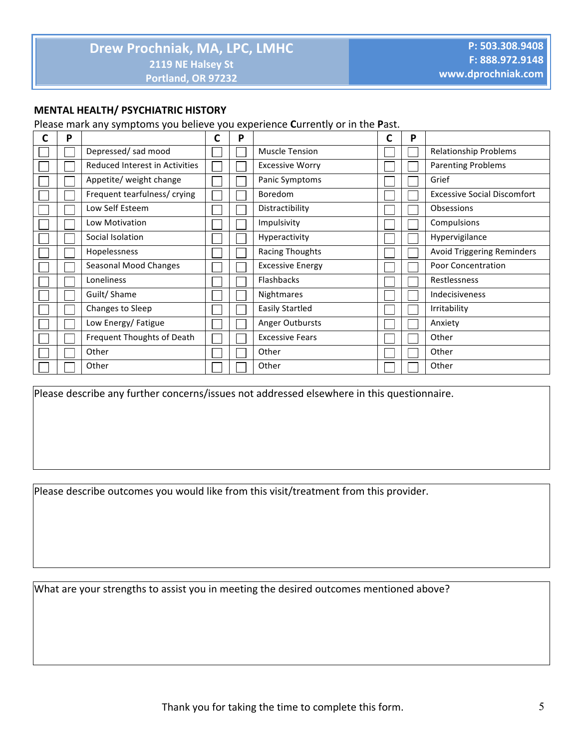Drew Prochniak, MA, LPC, LMHC
2119 NE Halsey St
Portland, OR 97232

P: 503.308.9408
F: 888.972.9148
www.dprochniak.com

## MENTAL HEALTH/ PSYCHIATRIC HISTORY

Please mark any symptoms you believe you experience **C**urrently or in the **P**ast.

| C | P | | C | P | | C | P | |
|---|---|---|---|---|---|---|---|---|
| ☐ | ☐ | Depressed/ sad mood | ☐ | ☐ | Muscle Tension | ☐ | ☐ | Relationship Problems |
| ☐ | ☐ | Reduced Interest in Activities | ☐ | ☐ | Excessive Worry | ☐ | ☐ | Parenting Problems |
| ☐ | ☐ | Appetite/ weight change | ☐ | ☐ | Panic Symptoms | ☐ | ☐ | Grief |
| ☐ | ☐ | Frequent tearfulness/ crying | ☐ | ☐ | Boredom | ☐ | ☐ | Excessive Social Discomfort |
| ☐ | ☐ | Low Self Esteem | ☐ | ☐ | Distractibility | ☐ | ☐ | Obsessions |
| ☐ | ☐ | Low Motivation | ☐ | ☐ | Impulsivity | ☐ | ☐ | Compulsions |
| ☐ | ☐ | Social Isolation | ☐ | ☐ | Hyperactivity | ☐ | ☐ | Hypervigilance |
| ☐ | ☐ | Hopelessness | ☐ | ☐ | Racing Thoughts | ☐ | ☐ | Avoid Triggering Reminders |
| ☐ | ☐ | Seasonal Mood Changes | ☐ | ☐ | Excessive Energy | ☐ | ☐ | Poor Concentration |
| ☐ | ☐ | Loneliness | ☐ | ☐ | Flashbacks | ☐ | ☐ | Restlessness |
| ☐ | ☐ | Guilt/ Shame | ☐ | ☐ | Nightmares | ☐ | ☐ | Indecisiveness |
| ☐ | ☐ | Changes to Sleep | ☐ | ☐ | Easily Startled | ☐ | ☐ | Irritability |
| ☐ | ☐ | Low Energy/ Fatigue | ☐ | ☐ | Anger Outbursts | ☐ | ☐ | Anxiety |
| ☐ | ☐ | Frequent Thoughts of Death | ☐ | ☐ | Excessive Fears | ☐ | ☐ | Other |
| ☐ | ☐ | Other | ☐ | ☐ | Other | ☐ | ☐ | Other |
| ☐ | ☐ | Other | ☐ | ☐ | Other | ☐ | ☐ | Other |

Please describe any further concerns/issues not addressed elsewhere in this questionnaire.

Please describe outcomes you would like from this visit/treatment from this provider.

What are your strengths to assist you in meeting the desired outcomes mentioned above?

Thank you for taking the time to complete this form.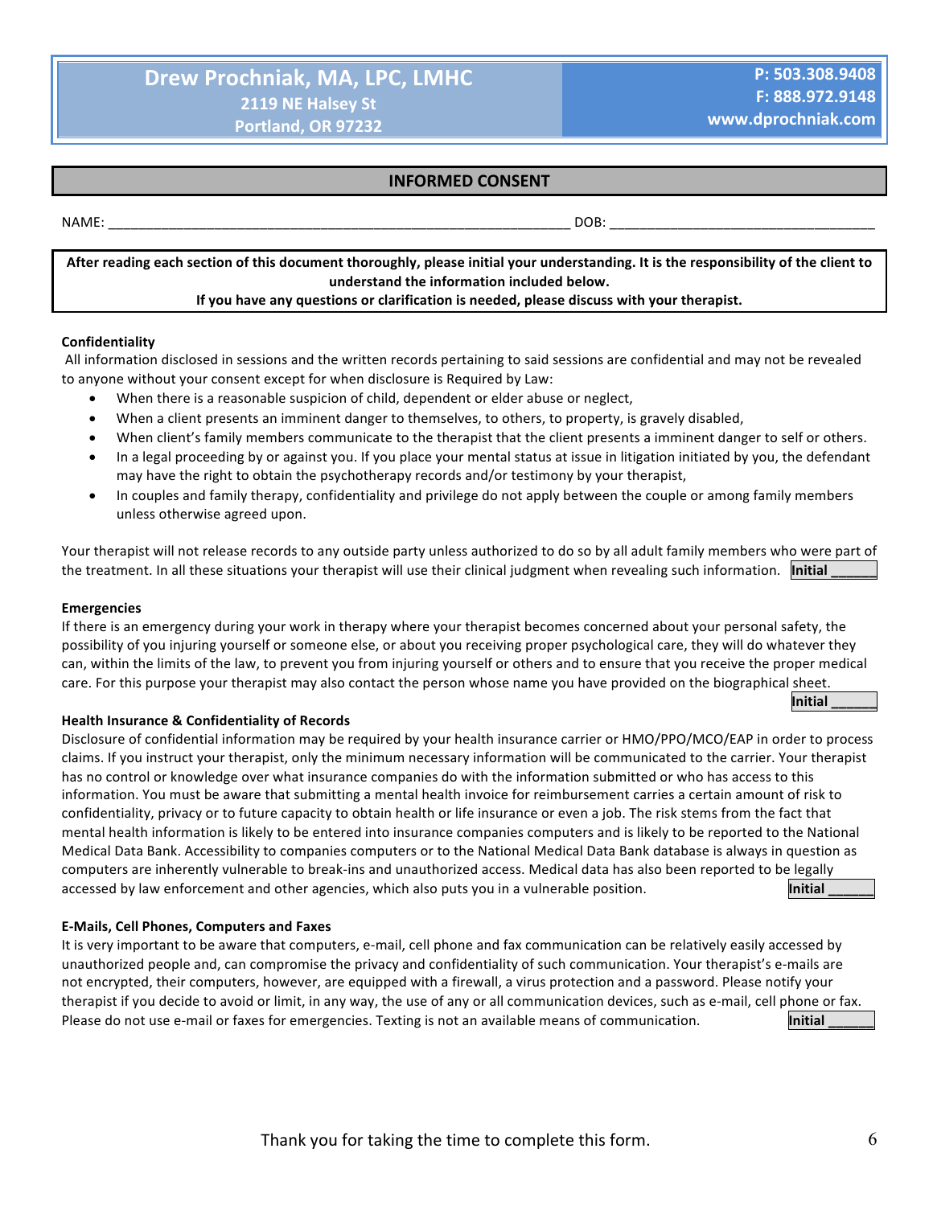**Drew Prochniak, MA, LPC, LMHC**
2119 NE Halsey St
Portland, OR 97232

P: 503.308.9408
F: 888.972.9148
www.dprochniak.com

## INFORMED CONSENT

NAME: ____________________________________________________________ DOB: ___________________________________

**After reading each section of this document thoroughly, please initial your understanding. It is the responsibility of the client to understand the information included below.**
**If you have any questions or clarification is needed, please discuss with your therapist.**

### Confidentiality

All information disclosed in sessions and the written records pertaining to said sessions are confidential and may not be revealed to anyone without your consent except for when disclosure is Required by Law:

- When there is a reasonable suspicion of child, dependent or elder abuse or neglect,
- When a client presents an imminent danger to themselves, to others, to property, is gravely disabled,
- When client's family members communicate to the therapist that the client presents a imminent danger to self or others.
- In a legal proceeding by or against you. If you place your mental status at issue in litigation initiated by you, the defendant may have the right to obtain the psychotherapy records and/or testimony by your therapist,
- In couples and family therapy, confidentiality and privilege do not apply between the couple or among family members unless otherwise agreed upon.

Your therapist will not release records to any outside party unless authorized to do so by all adult family members who were part of the treatment. In all these situations your therapist will use their clinical judgment when revealing such information. **Initial ______**

### Emergencies

If there is an emergency during your work in therapy where your therapist becomes concerned about your personal safety, the possibility of you injuring yourself or someone else, or about you receiving proper psychological care, they will do whatever they can, within the limits of the law, to prevent you from injuring yourself or others and to ensure that you receive the proper medical care. For this purpose your therapist may also contact the person whose name you have provided on the biographical sheet.

**Initial ______**

### Health Insurance & Confidentiality of Records

Disclosure of confidential information may be required by your health insurance carrier or HMO/PPO/MCO/EAP in order to process claims. If you instruct your therapist, only the minimum necessary information will be communicated to the carrier. Your therapist has no control or knowledge over what insurance companies do with the information submitted or who has access to this information. You must be aware that submitting a mental health invoice for reimbursement carries a certain amount of risk to confidentiality, privacy or to future capacity to obtain health or life insurance or even a job. The risk stems from the fact that mental health information is likely to be entered into insurance companies computers and is likely to be reported to the National Medical Data Bank. Accessibility to companies computers or to the National Medical Data Bank database is always in question as computers are inherently vulnerable to break-ins and unauthorized access. Medical data has also been reported to be legally accessed by law enforcement and other agencies, which also puts you in a vulnerable position. **Initial ______**

### E-Mails, Cell Phones, Computers and Faxes

It is very important to be aware that computers, e-mail, cell phone and fax communication can be relatively easily accessed by unauthorized people and, can compromise the privacy and confidentiality of such communication. Your therapist's e-mails are not encrypted, their computers, however, are equipped with a firewall, a virus protection and a password. Please notify your therapist if you decide to avoid or limit, in any way, the use of any or all communication devices, such as e-mail, cell phone or fax. Please do not use e-mail or faxes for emergencies. Texting is not an available means of communication. **Initial ______**

Thank you for taking the time to complete this form.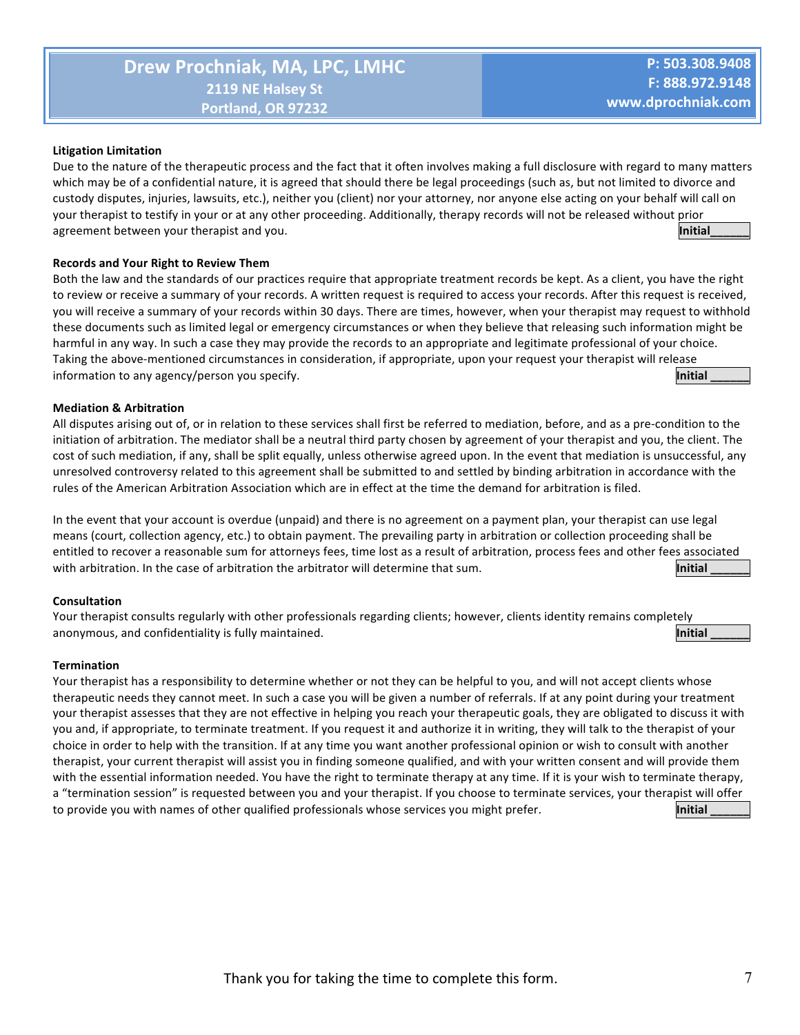**Litigation Limitation**

Due to the nature of the therapeutic process and the fact that it often involves making a full disclosure with regard to many matters which may be of a confidential nature, it is agreed that should there be legal proceedings (such as, but not limited to divorce and custody disputes, injuries, lawsuits, etc.), neither you (client) nor your attorney, nor anyone else acting on your behalf will call on your therapist to testify in your or at any other proceeding. Additionally, therapy records will not be released without prior agreement between your therapist and you. **Initial______**

**Records and Your Right to Review Them**

Both the law and the standards of our practices require that appropriate treatment records be kept. As a client, you have the right to review or receive a summary of your records. A written request is required to access your records. After this request is received, you will receive a summary of your records within 30 days. There are times, however, when your therapist may request to withhold these documents such as limited legal or emergency circumstances or when they believe that releasing such information might be harmful in any way. In such a case they may provide the records to an appropriate and legitimate professional of your choice. Taking the above-mentioned circumstances in consideration, if appropriate, upon your request your therapist will release information to any agency/person you specify. **Initial ______**

**Mediation & Arbitration**

All disputes arising out of, or in relation to these services shall first be referred to mediation, before, and as a pre-condition to the initiation of arbitration. The mediator shall be a neutral third party chosen by agreement of your therapist and you, the client. The cost of such mediation, if any, shall be split equally, unless otherwise agreed upon. In the event that mediation is unsuccessful, any unresolved controversy related to this agreement shall be submitted to and settled by binding arbitration in accordance with the rules of the American Arbitration Association which are in effect at the time the demand for arbitration is filed.

In the event that your account is overdue (unpaid) and there is no agreement on a payment plan, your therapist can use legal means (court, collection agency, etc.) to obtain payment. The prevailing party in arbitration or collection proceeding shall be entitled to recover a reasonable sum for attorneys fees, time lost as a result of arbitration, process fees and other fees associated with arbitration. In the case of arbitration the arbitrator will determine that sum. **Initial ______**

**Consultation**

Your therapist consults regularly with other professionals regarding clients; however, clients identity remains completely anonymous, and confidentiality is fully maintained. **Initial ______**

**Termination**

Your therapist has a responsibility to determine whether or not they can be helpful to you, and will not accept clients whose therapeutic needs they cannot meet. In such a case you will be given a number of referrals. If at any point during your treatment your therapist assesses that they are not effective in helping you reach your therapeutic goals, they are obligated to discuss it with you and, if appropriate, to terminate treatment. If you request it and authorize it in writing, they will talk to the therapist of your choice in order to help with the transition. If at any time you want another professional opinion or wish to consult with another therapist, your current therapist will assist you in finding someone qualified, and with your written consent and will provide them with the essential information needed. You have the right to terminate therapy at any time. If it is your wish to terminate therapy, a "termination session" is requested between you and your therapist. If you choose to terminate services, your therapist will offer to provide you with names of other qualified professionals whose services you might prefer. **Initial ______**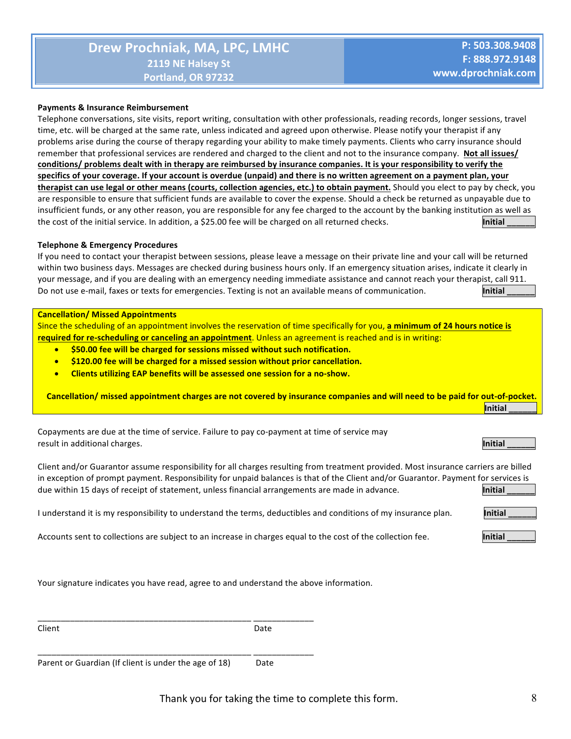**Drew Prochniak, MA, LPC, LMHC**
2119 NE Halsey St
Portland, OR 97232

P: 503.308.9408
F: 888.972.9148
www.dprochniak.com

**Payments & Insurance Reimbursement**

Telephone conversations, site visits, report writing, consultation with other professionals, reading records, longer sessions, travel time, etc. will be charged at the same rate, unless indicated and agreed upon otherwise. Please notify your therapist if any problems arise during the course of therapy regarding your ability to make timely payments. Clients who carry insurance should remember that professional services are rendered and charged to the client and not to the insurance company. **Not all issues/ conditions/ problems dealt with in therapy are reimbursed by insurance companies. It is your responsibility to verify the specifics of your coverage. If your account is overdue (unpaid) and there is no written agreement on a payment plan, your therapist can use legal or other means (courts, collection agencies, etc.) to obtain payment.** Should you elect to pay by check, you are responsible to ensure that sufficient funds are available to cover the expense. Should a check be returned as unpayable due to insufficient funds, or any other reason, you are responsible for any fee charged to the account by the banking institution as well as the cost of the initial service. In addition, a $25.00 fee will be charged on all returned checks. **Initial ______**

**Telephone & Emergency Procedures**

If you need to contact your therapist between sessions, please leave a message on their private line and your call will be returned within two business days. Messages are checked during business hours only. If an emergency situation arises, indicate it clearly in your message, and if you are dealing with an emergency needing immediate assistance and cannot reach your therapist, call 911. Do not use e-mail, faxes or texts for emergencies. Texting is not an available means of communication. **Initial ______**

**Cancellation/ Missed Appointments**

Since the scheduling of an appointment involves the reservation of time specifically for you, **a minimum of 24 hours notice is required for re-scheduling or canceling an appointment**. Unless an agreement is reached and is in writing:

- **$50.00 fee will be charged for sessions missed without such notification.**
- **$120.00 fee will be charged for a missed session without prior cancellation.**
- **Clients utilizing EAP benefits will be assessed one session for a no-show.**

**Cancellation/ missed appointment charges are not covered by insurance companies and will need to be paid for out-of-pocket.**
**Initial ______**

Copayments are due at the time of service. Failure to pay co-payment at time of service may result in additional charges. **Initial ______**

Client and/or Guarantor assume responsibility for all charges resulting from treatment provided. Most insurance carriers are billed in exception of prompt payment. Responsibility for unpaid balances is that of the Client and/or Guarantor. Payment for services is due within 15 days of receipt of statement, unless financial arrangements are made in advance. **Initial ______**

I understand it is my responsibility to understand the terms, deductibles and conditions of my insurance plan. **Initial ______**

Accounts sent to collections are subject to an increase in charges equal to the cost of the collection fee. **Initial ______**

Your signature indicates you have read, agree to and understand the above information.

_____________________________________________ _____________
Client Date

_____________________________________________ _____________
Parent or Guardian (If client is under the age of 18) Date

Thank you for taking the time to complete this form.